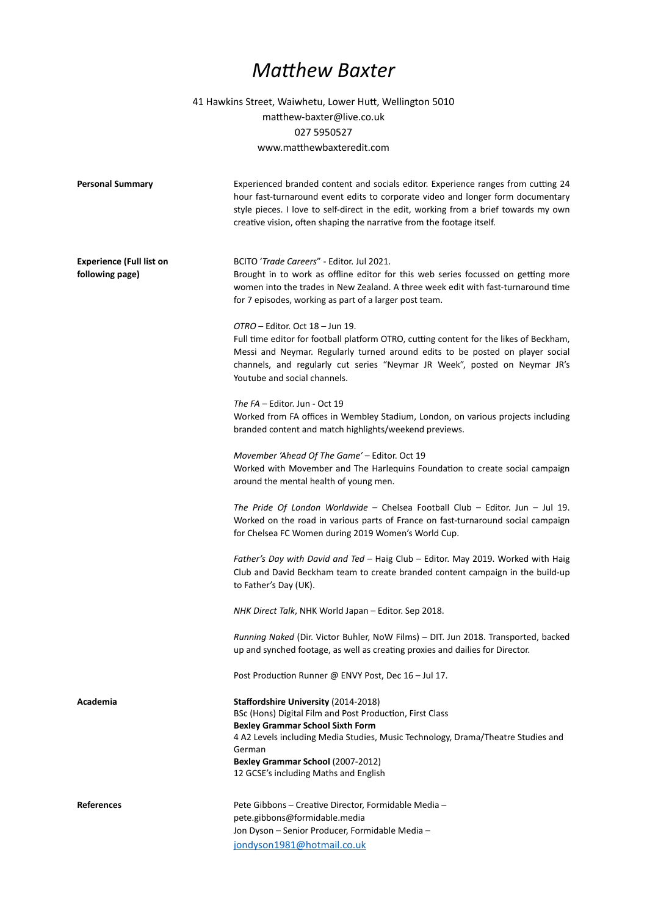# *Matthew Baxter*

41 Hawkins Street, Waiwhetu, Lower Hutt, Wellington 5010
matthew-baxter@live.co.uk
027 5950527
www.matthewbaxteredit.com

**Personal Summary**

Experienced branded content and socials editor. Experience ranges from cutting 24 hour fast-turnaround event edits to corporate video and longer form documentary style pieces. I love to self-direct in the edit, working from a brief towards my own creative vision, often shaping the narrative from the footage itself.

**Experience (Full list on following page)**

BCITO '*Trade Careers*" - Editor. Jul 2021.
Brought in to work as offline editor for this web series focussed on getting more women into the trades in New Zealand. A three week edit with fast-turnaround time for 7 episodes, working as part of a larger post team.

*OTRO* – Editor. Oct 18 – Jun 19.
Full time editor for football platform OTRO, cutting content for the likes of Beckham, Messi and Neymar. Regularly turned around edits to be posted on player social channels, and regularly cut series "Neymar JR Week", posted on Neymar JR's Youtube and social channels.

*The FA* – Editor. Jun - Oct 19
Worked from FA offices in Wembley Stadium, London, on various projects including branded content and match highlights/weekend previews.

*Movember 'Ahead Of The Game'* – Editor. Oct 19
Worked with Movember and The Harlequins Foundation to create social campaign around the mental health of young men.

*The Pride Of London Worldwide* – Chelsea Football Club – Editor. Jun – Jul 19. Worked on the road in various parts of France on fast-turnaround social campaign for Chelsea FC Women during 2019 Women's World Cup.

*Father's Day with David and Ted* – Haig Club – Editor. May 2019. Worked with Haig Club and David Beckham team to create branded content campaign in the build-up to Father's Day (UK).

*NHK Direct Talk*, NHK World Japan – Editor. Sep 2018.

*Running Naked* (Dir. Victor Buhler, NoW Films) – DIT. Jun 2018. Transported, backed up and synched footage, as well as creating proxies and dailies for Director.

Post Production Runner @ ENVY Post, Dec 16 – Jul 17.

**Academia**

**Staffordshire University** (2014-2018)
BSc (Hons) Digital Film and Post Production, First Class
**Bexley Grammar School Sixth Form**
4 A2 Levels including Media Studies, Music Technology, Drama/Theatre Studies and German
**Bexley Grammar School** (2007-2012)
12 GCSE's including Maths and English

**References**

Pete Gibbons – Creative Director, Formidable Media – pete.gibbons@formidable.media
Jon Dyson – Senior Producer, Formidable Media – jondyson1981@hotmail.co.uk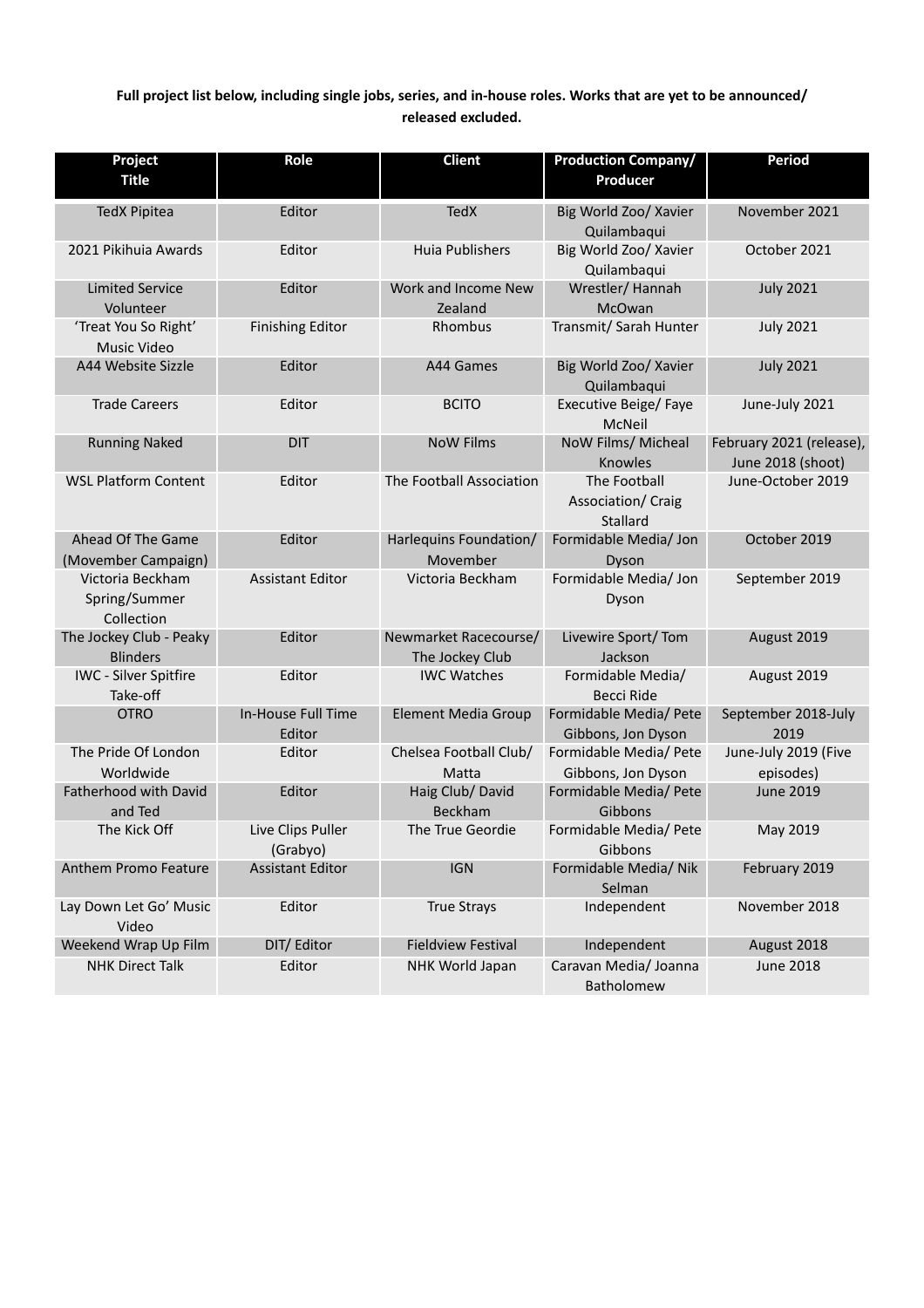**Full project list below, including single jobs, series, and in-house roles. Works that are yet to be announced/ released excluded.**

| Project Title | Role | Client | Production Company/ Producer | Period |
|---|---|---|---|---|
| TedX Pipitea | Editor | TedX | Big World Zoo/ Xavier Quilambaqui | November 2021 |
| 2021 Pikihuia Awards | Editor | Huia Publishers | Big World Zoo/ Xavier Quilambaqui | October 2021 |
| Limited Service Volunteer | Editor | Work and Income New Zealand | Wrestler/ Hannah McOwan | July 2021 |
| 'Treat You So Right' Music Video | Finishing Editor | Rhombus | Transmit/ Sarah Hunter | July 2021 |
| A44 Website Sizzle | Editor | A44 Games | Big World Zoo/ Xavier Quilambaqui | July 2021 |
| Trade Careers | Editor | BCITO | Executive Beige/ Faye McNeil | June-July 2021 |
| Running Naked | DIT | NoW Films | NoW Films/ Micheal Knowles | February 2021 (release), June 2018 (shoot) |
| WSL Platform Content | Editor | The Football Association | The Football Association/ Craig Stallard | June-October 2019 |
| Ahead Of The Game (Movember Campaign) | Editor | Harlequins Foundation/ Movember | Formidable Media/ Jon Dyson | October 2019 |
| Victoria Beckham Spring/Summer Collection | Assistant Editor | Victoria Beckham | Formidable Media/ Jon Dyson | September 2019 |
| The Jockey Club - Peaky Blinders | Editor | Newmarket Racecourse/ The Jockey Club | Livewire Sport/ Tom Jackson | August 2019 |
| IWC - Silver Spitfire Take-off | Editor | IWC Watches | Formidable Media/ Becci Ride | August 2019 |
| OTRO | In-House Full Time Editor | Element Media Group | Formidable Media/ Pete Gibbons, Jon Dyson | September 2018-July 2019 |
| The Pride Of London Worldwide | Editor | Chelsea Football Club/ Matta | Formidable Media/ Pete Gibbons, Jon Dyson | June-July 2019 (Five episodes) |
| Fatherhood with David and Ted | Editor | Haig Club/ David Beckham | Formidable Media/ Pete Gibbons | June 2019 |
| The Kick Off | Live Clips Puller (Grabyo) | The True Geordie | Formidable Media/ Pete Gibbons | May 2019 |
| Anthem Promo Feature | Assistant Editor | IGN | Formidable Media/ Nik Selman | February 2019 |
| Lay Down Let Go' Music Video | Editor | True Strays | Independent | November 2018 |
| Weekend Wrap Up Film | DIT/ Editor | Fieldview Festival | Independent | August 2018 |
| NHK Direct Talk | Editor | NHK World Japan | Caravan Media/ Joanna Batholomew | June 2018 |